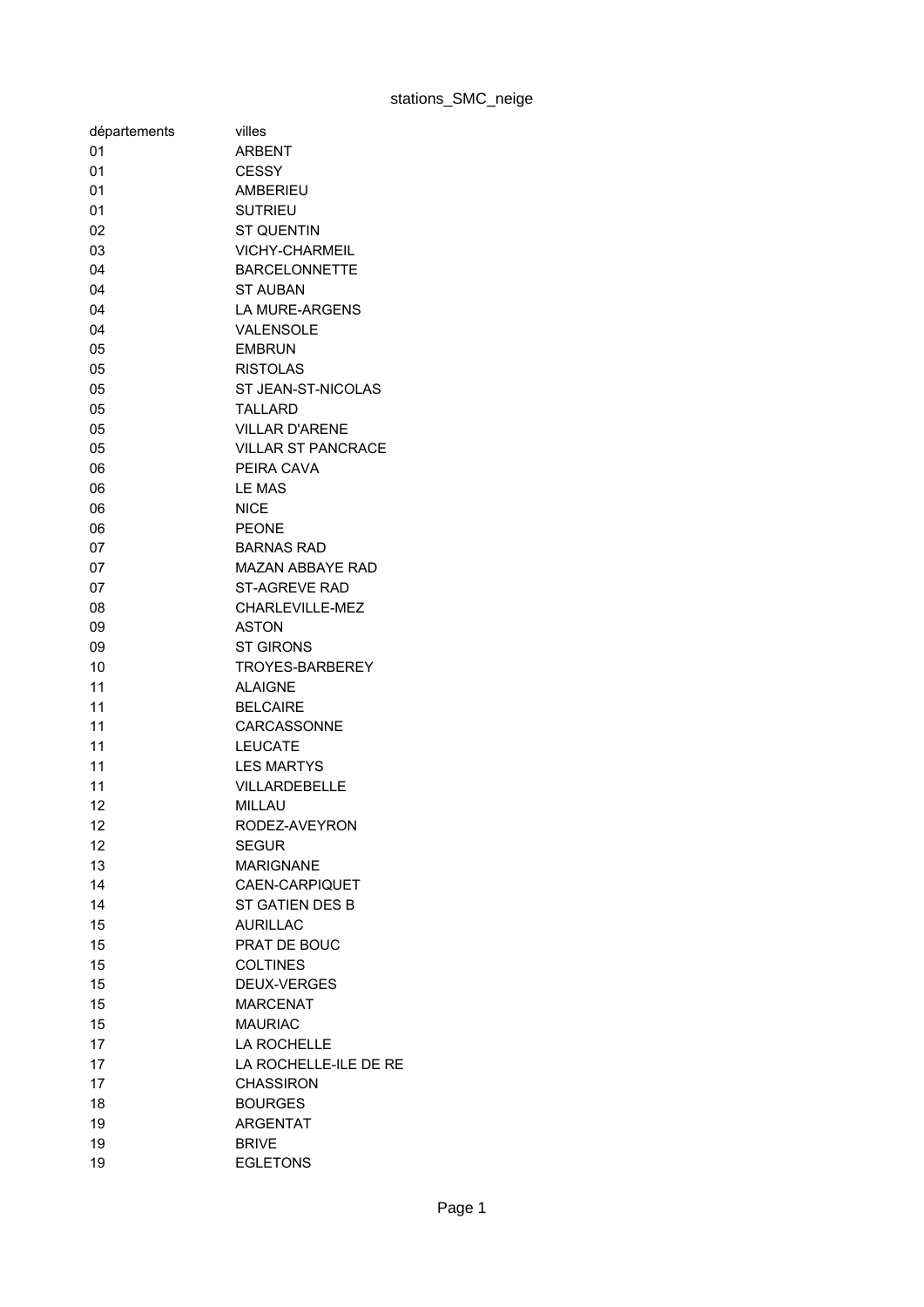# stations_SMC_neige

| départements | villes |
| --- | --- |
| 01 | ARBENT |
| 01 | CESSY |
| 01 | AMBERIEU |
| 01 | SUTRIEU |
| 02 | ST QUENTIN |
| 03 | VICHY-CHARMEIL |
| 04 | BARCELONNETTE |
| 04 | ST AUBAN |
| 04 | LA MURE-ARGENS |
| 04 | VALENSOLE |
| 05 | EMBRUN |
| 05 | RISTOLAS |
| 05 | ST JEAN-ST-NICOLAS |
| 05 | TALLARD |
| 05 | VILLAR D'ARENE |
| 05 | VILLAR ST PANCRACE |
| 06 | PEIRA CAVA |
| 06 | LE MAS |
| 06 | NICE |
| 06 | PEONE |
| 07 | BARNAS RAD |
| 07 | MAZAN ABBAYE RAD |
| 07 | ST-AGREVE RAD |
| 08 | CHARLEVILLE-MEZ |
| 09 | ASTON |
| 09 | ST GIRONS |
| 10 | TROYES-BARBEREY |
| 11 | ALAIGNE |
| 11 | BELCAIRE |
| 11 | CARCASSONNE |
| 11 | LEUCATE |
| 11 | LES MARTYS |
| 11 | VILLARDEBELLE |
| 12 | MILLAU |
| 12 | RODEZ-AVEYRON |
| 12 | SEGUR |
| 13 | MARIGNANE |
| 14 | CAEN-CARPIQUET |
| 14 | ST GATIEN DES B |
| 15 | AURILLAC |
| 15 | PRAT DE BOUC |
| 15 | COLTINES |
| 15 | DEUX-VERGES |
| 15 | MARCENAT |
| 15 | MAURIAC |
| 17 | LA ROCHELLE |
| 17 | LA ROCHELLE-ILE DE RE |
| 17 | CHASSIRON |
| 18 | BOURGES |
| 19 | ARGENTAT |
| 19 | BRIVE |
| 19 | EGLETONS |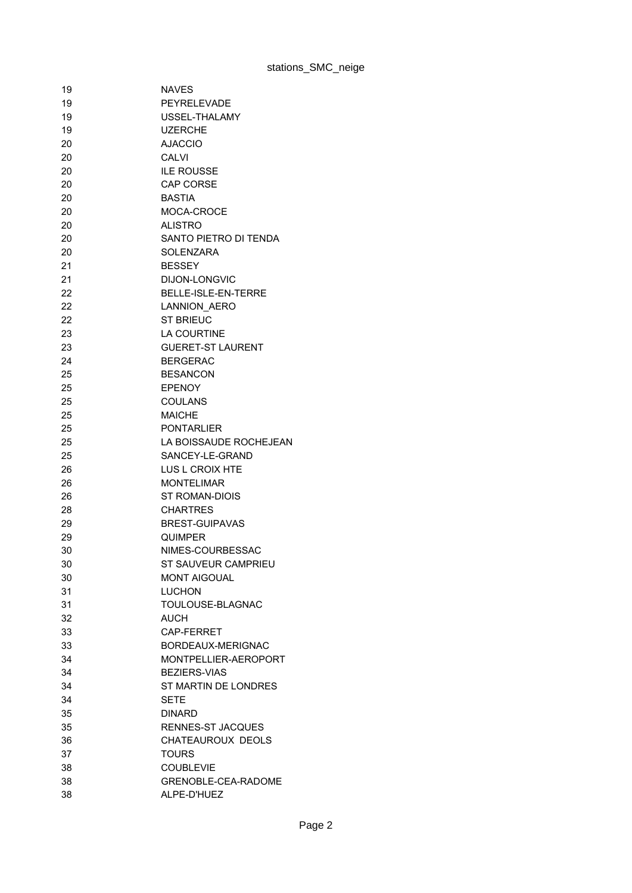| | |
|---|---|
| 19 | NAVES |
| 19 | PEYRELEVADE |
| 19 | USSEL-THALAMY |
| 19 | UZERCHE |
| 20 | AJACCIO |
| 20 | CALVI |
| 20 | ILE ROUSSE |
| 20 | CAP CORSE |
| 20 | BASTIA |
| 20 | MOCA-CROCE |
| 20 | ALISTRO |
| 20 | SANTO PIETRO DI TENDA |
| 20 | SOLENZARA |
| 21 | BESSEY |
| 21 | DIJON-LONGVIC |
| 22 | BELLE-ISLE-EN-TERRE |
| 22 | LANNION_AERO |
| 22 | ST BRIEUC |
| 23 | LA COURTINE |
| 23 | GUERET-ST LAURENT |
| 24 | BERGERAC |
| 25 | BESANCON |
| 25 | EPENOY |
| 25 | COULANS |
| 25 | MAICHE |
| 25 | PONTARLIER |
| 25 | LA BOISSAUDE ROCHEJEAN |
| 25 | SANCEY-LE-GRAND |
| 26 | LUS L CROIX HTE |
| 26 | MONTELIMAR |
| 26 | ST ROMAN-DIOIS |
| 28 | CHARTRES |
| 29 | BREST-GUIPAVAS |
| 29 | QUIMPER |
| 30 | NIMES-COURBESSAC |
| 30 | ST SAUVEUR CAMPRIEU |
| 30 | MONT AIGOUAL |
| 31 | LUCHON |
| 31 | TOULOUSE-BLAGNAC |
| 32 | AUCH |
| 33 | CAP-FERRET |
| 33 | BORDEAUX-MERIGNAC |
| 34 | MONTPELLIER-AEROPORT |
| 34 | BEZIERS-VIAS |
| 34 | ST MARTIN DE LONDRES |
| 34 | SETE |
| 35 | DINARD |
| 35 | RENNES-ST JACQUES |
| 36 | CHATEAUROUX DEOLS |
| 37 | TOURS |
| 38 | COUBLEVIE |
| 38 | GRENOBLE-CEA-RADOME |
| 38 | ALPE-D'HUEZ |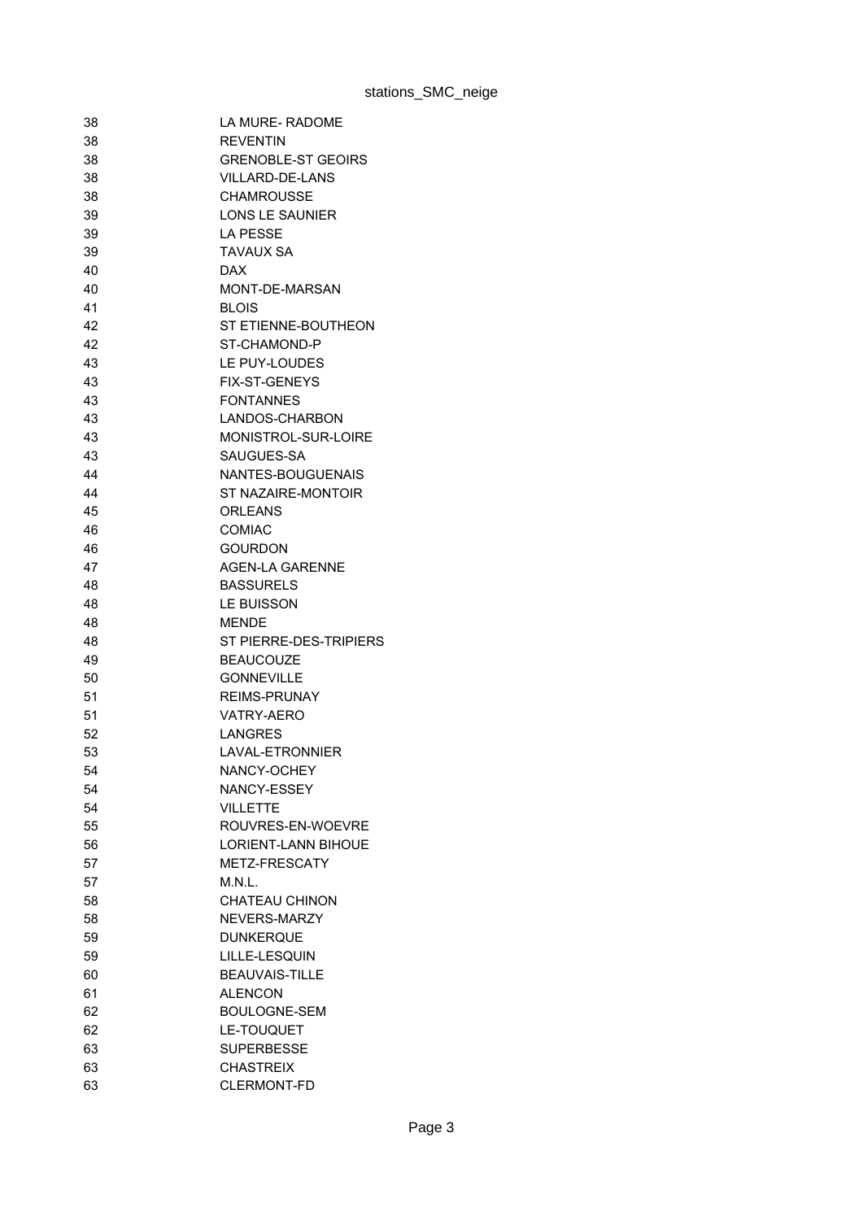| | |
|---|---|
| 38 | LA MURE- RADOME |
| 38 | REVENTIN |
| 38 | GRENOBLE-ST GEOIRS |
| 38 | VILLARD-DE-LANS |
| 38 | CHAMROUSSE |
| 39 | LONS LE SAUNIER |
| 39 | LA PESSE |
| 39 | TAVAUX SA |
| 40 | DAX |
| 40 | MONT-DE-MARSAN |
| 41 | BLOIS |
| 42 | ST ETIENNE-BOUTHEON |
| 42 | ST-CHAMOND-P |
| 43 | LE PUY-LOUDES |
| 43 | FIX-ST-GENEYS |
| 43 | FONTANNES |
| 43 | LANDOS-CHARBON |
| 43 | MONISTROL-SUR-LOIRE |
| 43 | SAUGUES-SA |
| 44 | NANTES-BOUGUENAIS |
| 44 | ST NAZAIRE-MONTOIR |
| 45 | ORLEANS |
| 46 | COMIAC |
| 46 | GOURDON |
| 47 | AGEN-LA GARENNE |
| 48 | BASSURELS |
| 48 | LE BUISSON |
| 48 | MENDE |
| 48 | ST PIERRE-DES-TRIPIERS |
| 49 | BEAUCOUZE |
| 50 | GONNEVILLE |
| 51 | REIMS-PRUNAY |
| 51 | VATRY-AERO |
| 52 | LANGRES |
| 53 | LAVAL-ETRONNIER |
| 54 | NANCY-OCHEY |
| 54 | NANCY-ESSEY |
| 54 | VILLETTE |
| 55 | ROUVRES-EN-WOEVRE |
| 56 | LORIENT-LANN BIHOUE |
| 57 | METZ-FRESCATY |
| 57 | M.N.L. |
| 58 | CHATEAU CHINON |
| 58 | NEVERS-MARZY |
| 59 | DUNKERQUE |
| 59 | LILLE-LESQUIN |
| 60 | BEAUVAIS-TILLE |
| 61 | ALENCON |
| 62 | BOULOGNE-SEM |
| 62 | LE-TOUQUET |
| 63 | SUPERBESSE |
| 63 | CHASTREIX |
| 63 | CLERMONT-FD |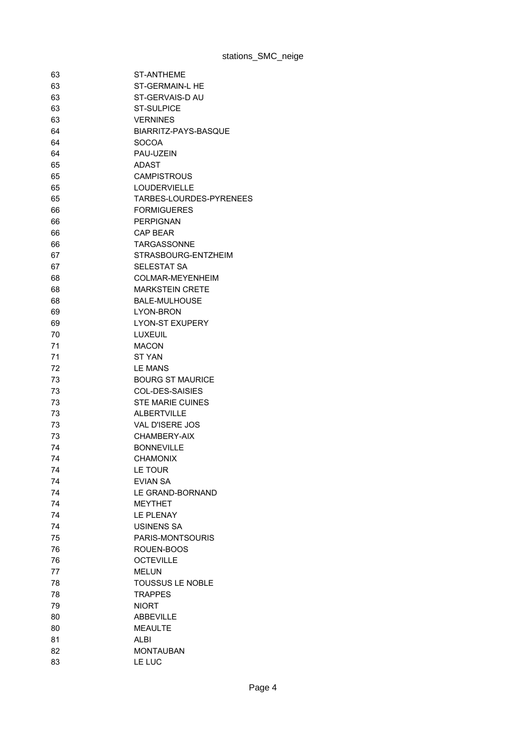| | |
|---|---|
| 63 | ST-ANTHEME |
| 63 | ST-GERMAIN-L HE |
| 63 | ST-GERVAIS-D AU |
| 63 | ST-SULPICE |
| 63 | VERNINES |
| 64 | BIARRITZ-PAYS-BASQUE |
| 64 | SOCOA |
| 64 | PAU-UZEIN |
| 65 | ADAST |
| 65 | CAMPISTROUS |
| 65 | LOUDERVIELLE |
| 65 | TARBES-LOURDES-PYRENEES |
| 66 | FORMIGUERES |
| 66 | PERPIGNAN |
| 66 | CAP BEAR |
| 66 | TARGASSONNE |
| 67 | STRASBOURG-ENTZHEIM |
| 67 | SELESTAT SA |
| 68 | COLMAR-MEYENHEIM |
| 68 | MARKSTEIN CRETE |
| 68 | BALE-MULHOUSE |
| 69 | LYON-BRON |
| 69 | LYON-ST EXUPERY |
| 70 | LUXEUIL |
| 71 | MACON |
| 71 | ST YAN |
| 72 | LE MANS |
| 73 | BOURG ST MAURICE |
| 73 | COL-DES-SAISIES |
| 73 | STE MARIE CUINES |
| 73 | ALBERTVILLE |
| 73 | VAL D'ISERE JOS |
| 73 | CHAMBERY-AIX |
| 74 | BONNEVILLE |
| 74 | CHAMONIX |
| 74 | LE TOUR |
| 74 | EVIAN SA |
| 74 | LE GRAND-BORNAND |
| 74 | MEYTHET |
| 74 | LE PLENAY |
| 74 | USINENS SA |
| 75 | PARIS-MONTSOURIS |
| 76 | ROUEN-BOOS |
| 76 | OCTEVILLE |
| 77 | MELUN |
| 78 | TOUSSUS LE NOBLE |
| 78 | TRAPPES |
| 79 | NIORT |
| 80 | ABBEVILLE |
| 80 | MEAULTE |
| 81 | ALBI |
| 82 | MONTAUBAN |
| 83 | LE LUC |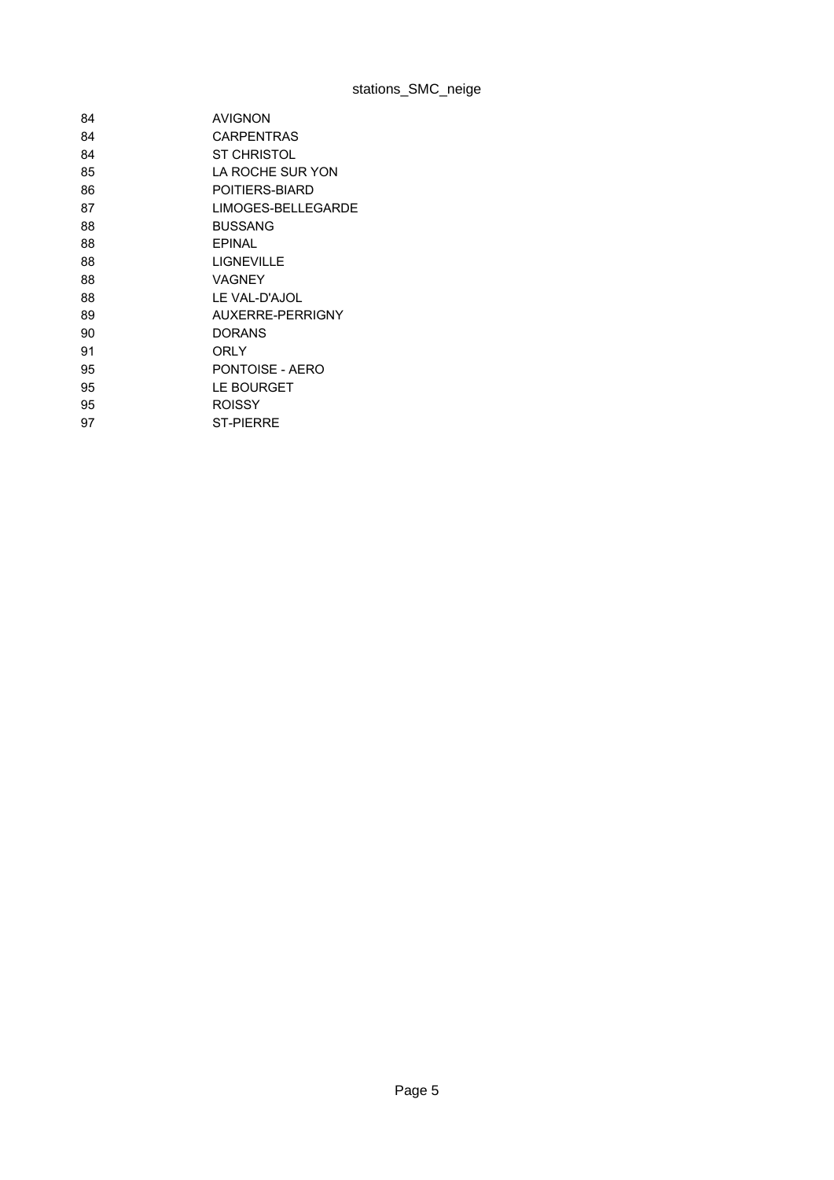| | |
|---|---|
| 84 | AVIGNON |
| 84 | CARPENTRAS |
| 84 | ST CHRISTOL |
| 85 | LA ROCHE SUR YON |
| 86 | POITIERS-BIARD |
| 87 | LIMOGES-BELLEGARDE |
| 88 | BUSSANG |
| 88 | EPINAL |
| 88 | LIGNEVILLE |
| 88 | VAGNEY |
| 88 | LE VAL-D'AJOL |
| 89 | AUXERRE-PERRIGNY |
| 90 | DORANS |
| 91 | ORLY |
| 95 | PONTOISE - AERO |
| 95 | LE BOURGET |
| 95 | ROISSY |
| 97 | ST-PIERRE |